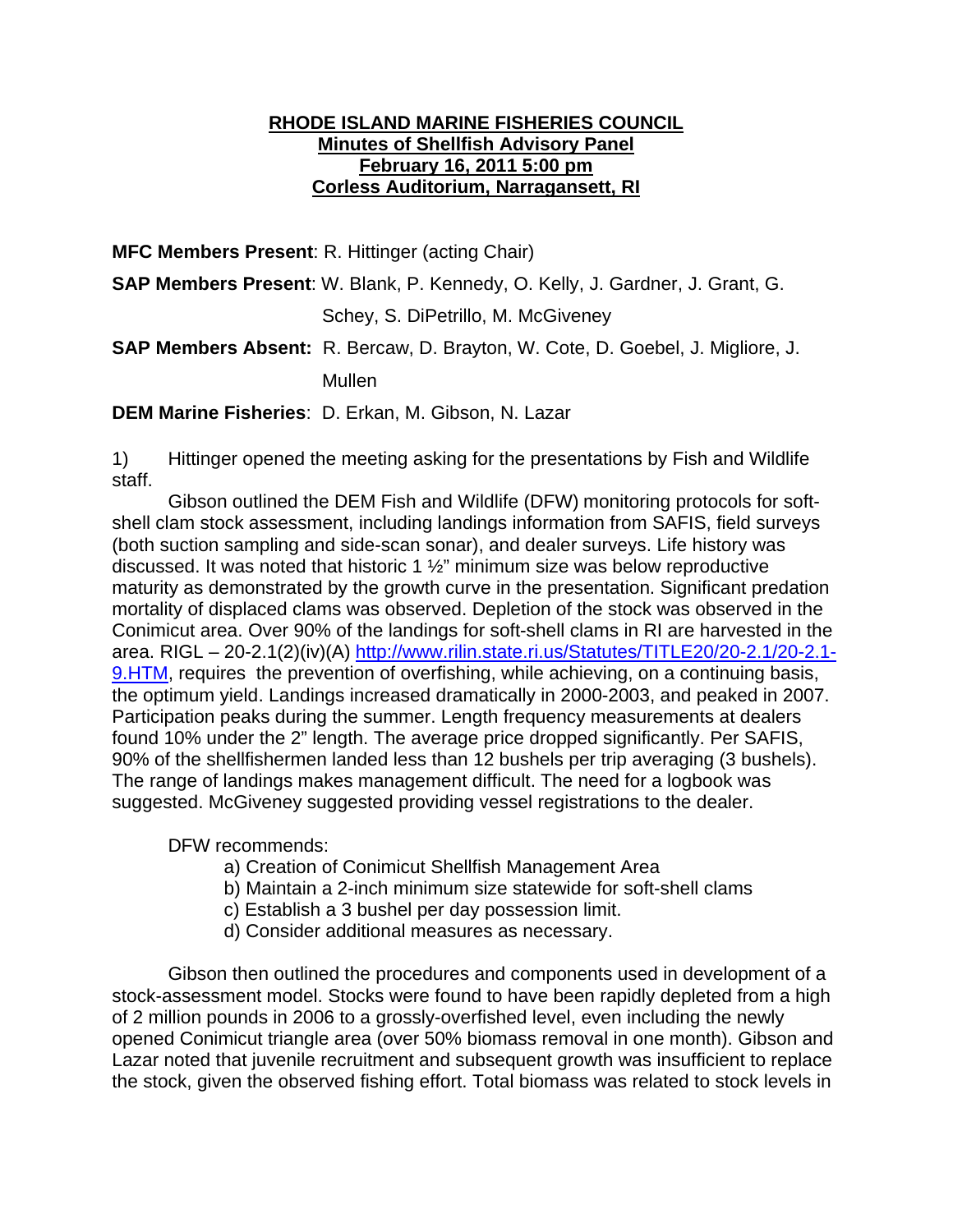# RHODE ISLAND MARINE FISHERIES COUNCIL
## Minutes of Shellfish Advisory Panel
## February 16, 2011 5:00 pm
## Corless Auditorium, Narragansett, RI

**MFC Members Present**: R. Hittinger (acting Chair)

**SAP Members Present**: W. Blank, P. Kennedy, O. Kelly, J. Gardner, J. Grant, G. Schey, S. DiPetrillo, M. McGiveney

**SAP Members Absent:** R. Bercaw, D. Brayton, W. Cote, D. Goebel, J. Migliore, J. Mullen

**DEM Marine Fisheries**: D. Erkan, M. Gibson, N. Lazar

1) Hittinger opened the meeting asking for the presentations by Fish and Wildlife staff.

Gibson outlined the DEM Fish and Wildlife (DFW) monitoring protocols for soft-shell clam stock assessment, including landings information from SAFIS, field surveys (both suction sampling and side-scan sonar), and dealer surveys. Life history was discussed. It was noted that historic 1 ½" minimum size was below reproductive maturity as demonstrated by the growth curve in the presentation. Significant predation mortality of displaced clams was observed. Depletion of the stock was observed in the Conimicut area. Over 90% of the landings for soft-shell clams in RI are harvested in the area. RIGL – 20-2.1(2)(iv)(A) http://www.rilin.state.ri.us/Statutes/TITLE20/20-2.1/20-2.1-9.HTM, requires the prevention of overfishing, while achieving, on a continuing basis, the optimum yield. Landings increased dramatically in 2000-2003, and peaked in 2007. Participation peaks during the summer. Length frequency measurements at dealers found 10% under the 2" length. The average price dropped significantly. Per SAFIS, 90% of the shellfishermen landed less than 12 bushels per trip averaging (3 bushels). The range of landings makes management difficult. The need for a logbook was suggested. McGiveney suggested providing vessel registrations to the dealer.

DFW recommends:

a) Creation of Conimicut Shellfish Management Area
b) Maintain a 2-inch minimum size statewide for soft-shell clams
c) Establish a 3 bushel per day possession limit.
d) Consider additional measures as necessary.

Gibson then outlined the procedures and components used in development of a stock-assessment model. Stocks were found to have been rapidly depleted from a high of 2 million pounds in 2006 to a grossly-overfished level, even including the newly opened Conimicut triangle area (over 50% biomass removal in one month). Gibson and Lazar noted that juvenile recruitment and subsequent growth was insufficient to replace the stock, given the observed fishing effort. Total biomass was related to stock levels in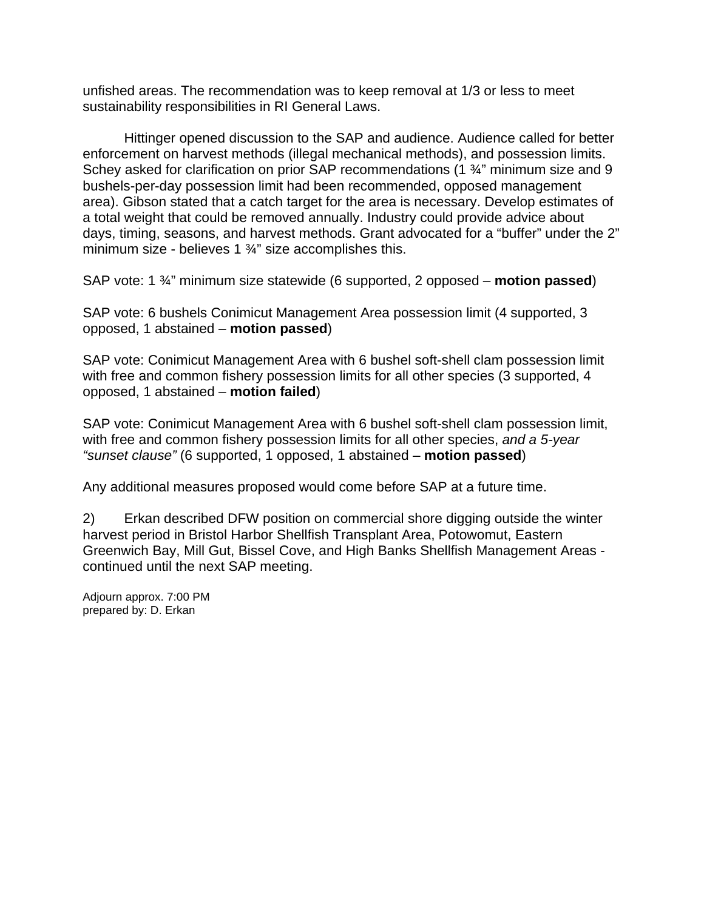unfished areas. The recommendation was to keep removal at 1/3 or less to meet sustainability responsibilities in RI General Laws.

Hittinger opened discussion to the SAP and audience. Audience called for better enforcement on harvest methods (illegal mechanical methods), and possession limits. Schey asked for clarification on prior SAP recommendations (1 ¾" minimum size and 9 bushels-per-day possession limit had been recommended, opposed management area). Gibson stated that a catch target for the area is necessary. Develop estimates of a total weight that could be removed annually. Industry could provide advice about days, timing, seasons, and harvest methods. Grant advocated for a "buffer" under the 2" minimum size - believes 1 ¾" size accomplishes this.

SAP vote: 1 ¾" minimum size statewide (6 supported, 2 opposed – **motion passed**)

SAP vote: 6 bushels Conimicut Management Area possession limit (4 supported, 3 opposed, 1 abstained – **motion passed**)

SAP vote: Conimicut Management Area with 6 bushel soft-shell clam possession limit with free and common fishery possession limits for all other species (3 supported, 4 opposed, 1 abstained – **motion failed**)

SAP vote: Conimicut Management Area with 6 bushel soft-shell clam possession limit, with free and common fishery possession limits for all other species, *and a 5-year "sunset clause"* (6 supported, 1 opposed, 1 abstained – **motion passed**)

Any additional measures proposed would come before SAP at a future time.

2) Erkan described DFW position on commercial shore digging outside the winter harvest period in Bristol Harbor Shellfish Transplant Area, Potowomut, Eastern Greenwich Bay, Mill Gut, Bissel Cove, and High Banks Shellfish Management Areas - continued until the next SAP meeting.

Adjourn approx. 7:00 PM
prepared by: D. Erkan